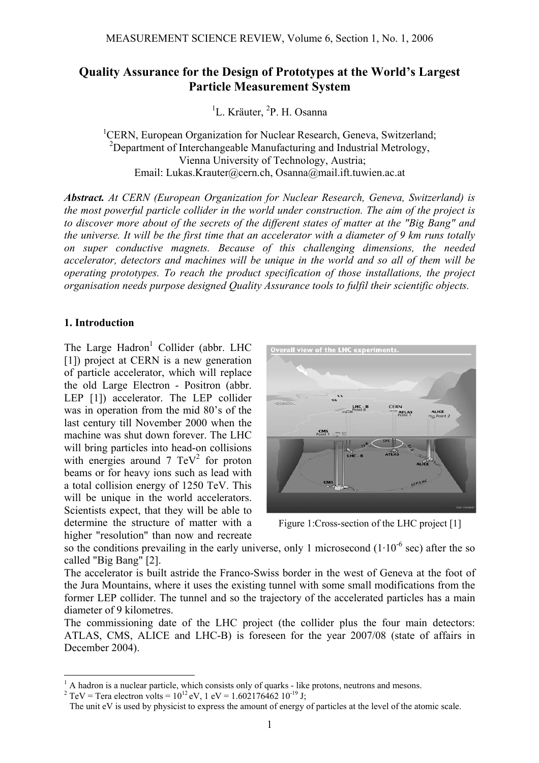# Quality Assurance for the Design of Prototypes at the World's Largest Particle Measurement System

[1]L. Kräuter, [2]P. H. Osanna

[1]CERN, European Organization for Nuclear Research, Geneva, Switzerland;
[2]Department of Interchangeable Manufacturing and Industrial Metrology, Vienna University of Technology, Austria;
Email: Lukas.Krauter@cern.ch, Osanna@mail.ift.tuwien.ac.at

***Abstract.*** *At CERN (European Organization for Nuclear Research, Geneva, Switzerland) is the most powerful particle collider in the world under construction. The aim of the project is to discover more about of the secrets of the different states of matter at the "Big Bang" and the universe. It will be the first time that an accelerator with a diameter of 9 km runs totally on super conductive magnets. Because of this challenging dimensions, the needed accelerator, detectors and machines will be unique in the world and so all of them will be operating prototypes. To reach the product specification of those installations, the project organisation needs purpose designed Quality Assurance tools to fulfil their scientific objects.*

## 1. Introduction

The Large Hadron[1] Collider (abbr. LHC [1]) project at CERN is a new generation of particle accelerator, which will replace the old Large Electron - Positron (abbr. LEP [1]) accelerator. The LEP collider was in operation from the mid 80's of the last century till November 2000 when the machine was shut down forever. The LHC will bring particles into head-on collisions with energies around 7 TeV[2] for proton beams or for heavy ions such as lead with a total collision energy of 1250 TeV. This will be unique in the world accelerators. Scientists expect, that they will be able to determine the structure of matter with a higher "resolution" than now and recreate so the conditions prevailing in the early universe, only 1 microsecond ($1 \cdot 10^{-6}$ sec) after the so called "Big Bang" [2].

Figure 1:Cross-section of the LHC project [1]

The accelerator is built astride the Franco-Swiss border in the west of Geneva at the foot of the Jura Mountains, where it uses the existing tunnel with some small modifications from the former LEP collider. The tunnel and so the trajectory of the accelerated particles has a main diameter of 9 kilometres.

The commissioning date of the LHC project (the collider plus the four main detectors: ATLAS, CMS, ALICE and LHC-B) is foreseen for the year 2007/08 (state of affairs in December 2004).

---

[1] A hadron is a nuclear particle, which consists only of quarks - like protons, neutrons and mesons.

[2] TeV = Tera electron volts = $10^{12}$ eV, 1 eV = $1.602176462 \; 10^{-19}$ J;
The unit eV is used by physicist to express the amount of energy of particles at the level of the atomic scale.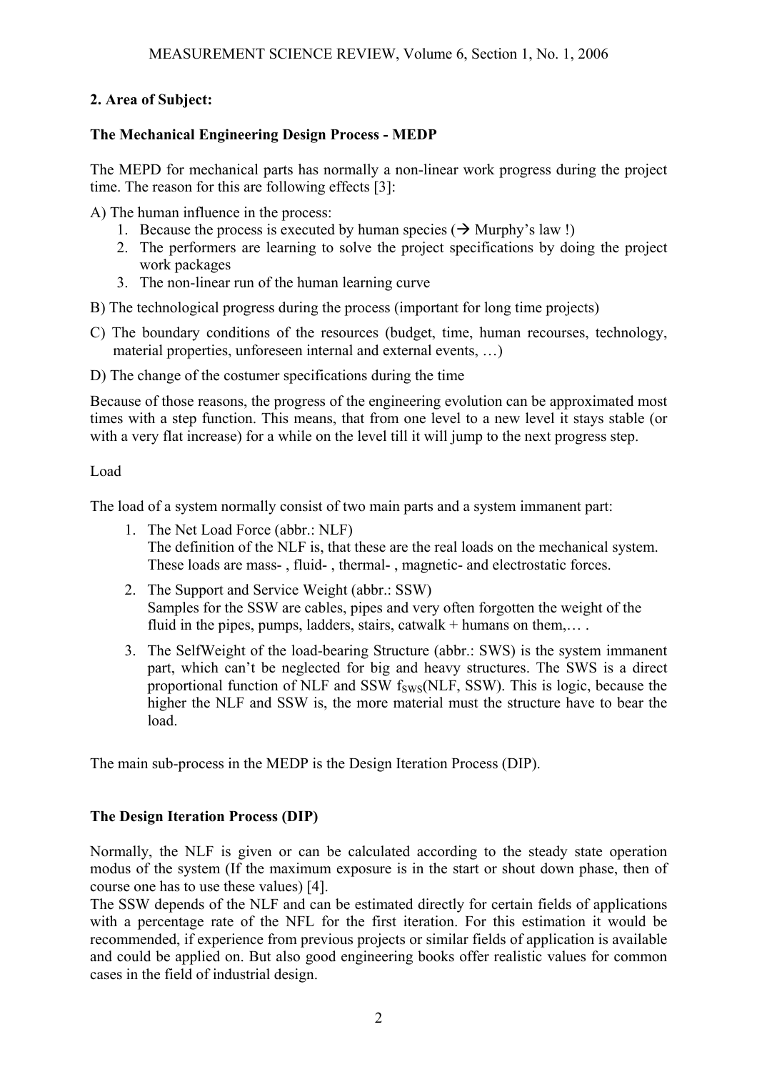## 2. Area of Subject:

### The Mechanical Engineering Design Process - MEDP

The MEPD for mechanical parts has normally a non-linear work progress during the project time. The reason for this are following effects [3]:

A) The human influence in the process:

1. Because the process is executed by human species (→ Murphy's law !)
2. The performers are learning to solve the project specifications by doing the project work packages
3. The non-linear run of the human learning curve

B) The technological progress during the process (important for long time projects)

C) The boundary conditions of the resources (budget, time, human recourses, technology, material properties, unforeseen internal and external events, …)

D) The change of the costumer specifications during the time

Because of those reasons, the progress of the engineering evolution can be approximated most times with a step function. This means, that from one level to a new level it stays stable (or with a very flat increase) for a while on the level till it will jump to the next progress step.

Load

The load of a system normally consist of two main parts and a system immanent part:

1. The Net Load Force (abbr.: NLF)
   The definition of the NLF is, that these are the real loads on the mechanical system. These loads are mass- , fluid- , thermal- , magnetic- and electrostatic forces.
2. The Support and Service Weight (abbr.: SSW)
   Samples for the SSW are cables, pipes and very often forgotten the weight of the fluid in the pipes, pumps, ladders, stairs, catwalk + humans on them,… .
3. The SelfWeight of the load-bearing Structure (abbr.: SWS) is the system immanent part, which can't be neglected for big and heavy structures. The SWS is a direct proportional function of NLF and SSW $f_{SWS}(NLF, SSW)$. This is logic, because the higher the NLF and SSW is, the more material must the structure have to bear the load.

The main sub-process in the MEDP is the Design Iteration Process (DIP).

### The Design Iteration Process (DIP)

Normally, the NLF is given or can be calculated according to the steady state operation modus of the system (If the maximum exposure is in the start or shout down phase, then of course one has to use these values) [4].

The SSW depends of the NLF and can be estimated directly for certain fields of applications with a percentage rate of the NFL for the first iteration. For this estimation it would be recommended, if experience from previous projects or similar fields of application is available and could be applied on. But also good engineering books offer realistic values for common cases in the field of industrial design.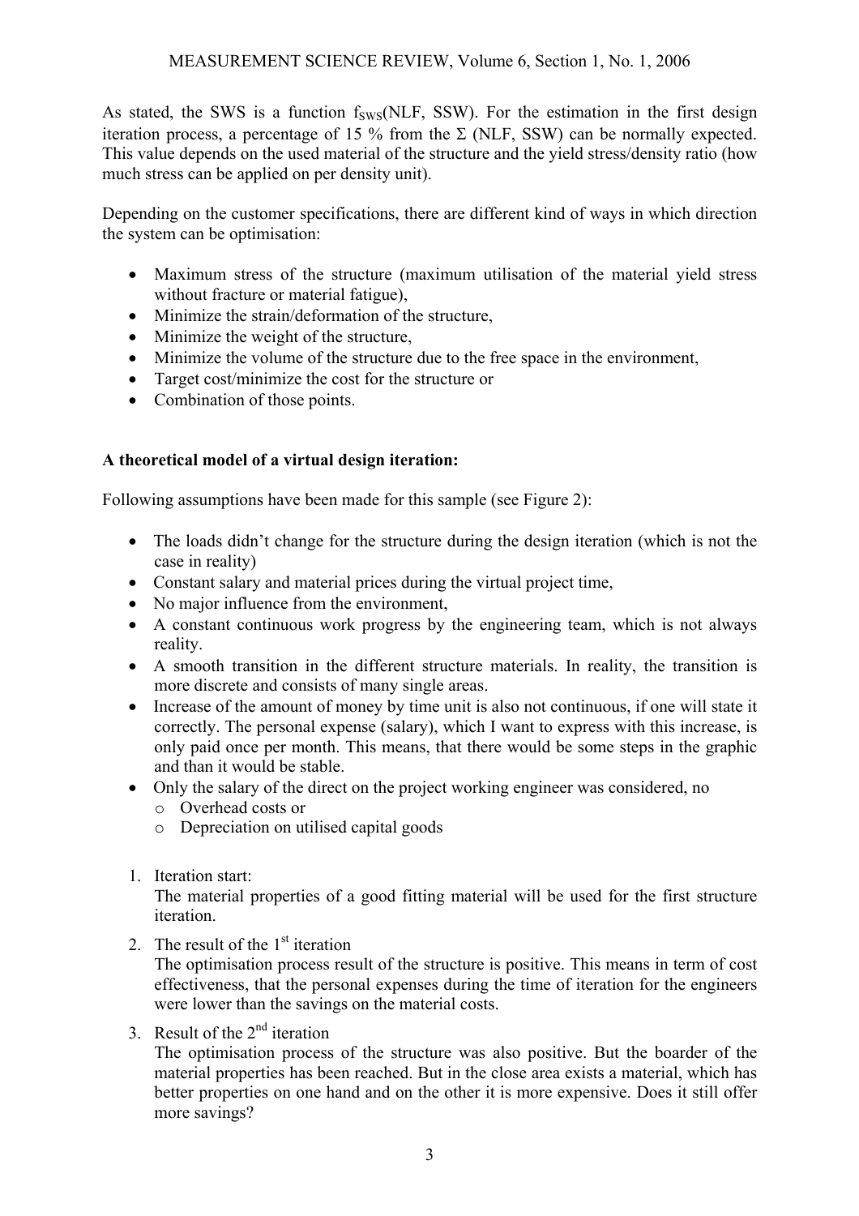As stated, the SWS is a function $f_{SWS}$(NLF, SSW). For the estimation in the first design iteration process, a percentage of 15 % from the Σ (NLF, SSW) can be normally expected. This value depends on the used material of the structure and the yield stress/density ratio (how much stress can be applied on per density unit).

Depending on the customer specifications, there are different kind of ways in which direction the system can be optimisation:

- Maximum stress of the structure (maximum utilisation of the material yield stress without fracture or material fatigue),
- Minimize the strain/deformation of the structure,
- Minimize the weight of the structure,
- Minimize the volume of the structure due to the free space in the environment,
- Target cost/minimize the cost for the structure or
- Combination of those points.

**A theoretical model of a virtual design iteration:**

Following assumptions have been made for this sample (see Figure 2):

- The loads didn't change for the structure during the design iteration (which is not the case in reality)
- Constant salary and material prices during the virtual project time,
- No major influence from the environment,
- A constant continuous work progress by the engineering team, which is not always reality.
- A smooth transition in the different structure materials. In reality, the transition is more discrete and consists of many single areas.
- Increase of the amount of money by time unit is also not continuous, if one will state it correctly. The personal expense (salary), which I want to express with this increase, is only paid once per month. This means, that there would be some steps in the graphic and than it would be stable.
- Only the salary of the direct on the project working engineer was considered, no
  - Overhead costs or
  - Depreciation on utilised capital goods

1. Iteration start:
   The material properties of a good fitting material will be used for the first structure iteration.
2. The result of the 1st iteration
   The optimisation process result of the structure is positive. This means in term of cost effectiveness, that the personal expenses during the time of iteration for the engineers were lower than the savings on the material costs.
3. Result of the 2nd iteration
   The optimisation process of the structure was also positive. But the boarder of the material properties has been reached. But in the close area exists a material, which has better properties on one hand and on the other it is more expensive. Does it still offer more savings?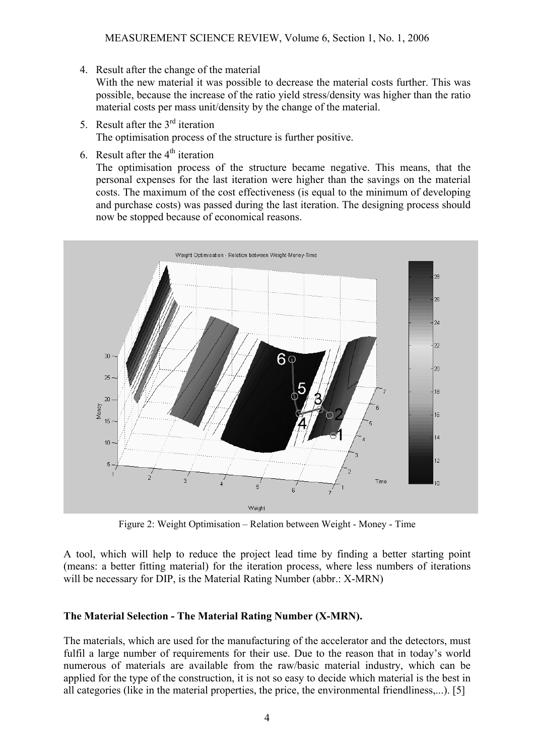4. Result after the change of the material
   With the new material it was possible to decrease the material costs further. This was possible, because the increase of the ratio yield stress/density was higher than the ratio material costs per mass unit/density by the change of the material.

5. Result after the 3rd iteration
   The optimisation process of the structure is further positive.

6. Result after the 4th iteration
   The optimisation process of the structure became negative. This means, that the personal expenses for the last iteration were higher than the savings on the material costs. The maximum of the cost effectiveness (is equal to the minimum of developing and purchase costs) was passed during the last iteration. The designing process should now be stopped because of economical reasons.

Figure 2: Weight Optimisation – Relation between Weight - Money - Time

A tool, which will help to reduce the project lead time by finding a better starting point (means: a better fitting material) for the iteration process, where less numbers of iterations will be necessary for DIP, is the Material Rating Number (abbr.: X-MRN)

**The Material Selection - The Material Rating Number (X-MRN).**

The materials, which are used for the manufacturing of the accelerator and the detectors, must fulfil a large number of requirements for their use. Due to the reason that in today's world numerous of materials are available from the raw/basic material industry, which can be applied for the type of the construction, it is not so easy to decide which material is the best in all categories (like in the material properties, the price, the environmental friendliness,...). [5]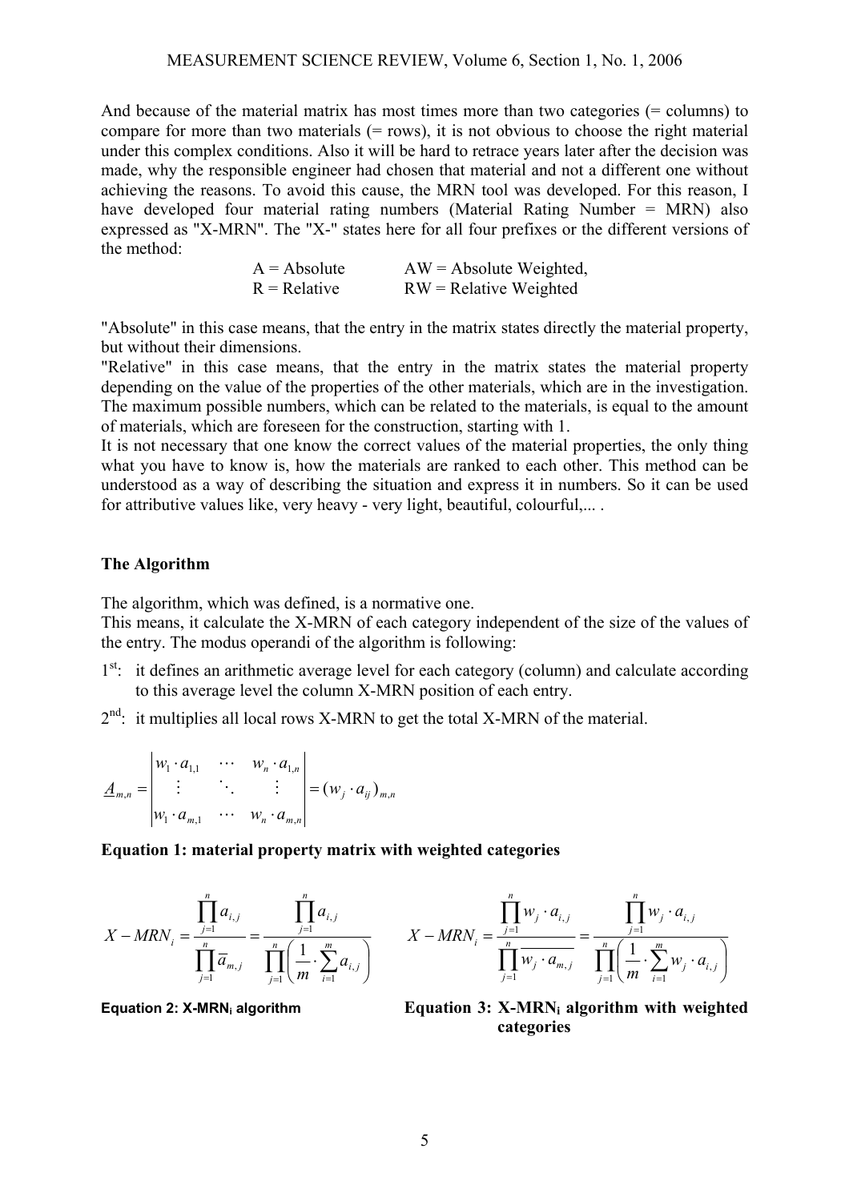And because of the material matrix has most times more than two categories (= columns) to compare for more than two materials (= rows), it is not obvious to choose the right material under this complex conditions. Also it will be hard to retrace years later after the decision was made, why the responsible engineer had chosen that material and not a different one without achieving the reasons. To avoid this cause, the MRN tool was developed. For this reason, I have developed four material rating numbers (Material Rating Number = MRN) also expressed as "X-MRN". The "X-" states here for all four prefixes or the different versions of the method:

| | |
|---|---|
| A = Absolute | AW = Absolute Weighted, |
| R = Relative | RW = Relative Weighted |

"Absolute" in this case means, that the entry in the matrix states directly the material property, but without their dimensions.

"Relative" in this case means, that the entry in the matrix states the material property depending on the value of the properties of the other materials, which are in the investigation. The maximum possible numbers, which can be related to the materials, is equal to the amount of materials, which are foreseen for the construction, starting with 1.

It is not necessary that one know the correct values of the material properties, the only thing what you have to know is, how the materials are ranked to each other. This method can be understood as a way of describing the situation and express it in numbers. So it can be used for attributive values like, very heavy - very light, beautiful, colourful,... .

### The Algorithm

The algorithm, which was defined, is a normative one.

This means, it calculate the X-MRN of each category independent of the size of the values of the entry. The modus operandi of the algorithm is following:

1st: it defines an arithmetic average level for each category (column) and calculate according to this average level the column X-MRN position of each entry.

2nd: it multiplies all local rows X-MRN to get the total X-MRN of the material.

$$\underline{A}_{m,n} = \begin{vmatrix} w_1 \cdot a_{1,1} & \cdots & w_n \cdot a_{1,n} \\ \vdots & \ddots & \vdots \\ w_1 \cdot a_{m,1} & \cdots & w_n \cdot a_{m,n} \end{vmatrix} = (w_j \cdot a_{ij})_{m,n}$$

**Equation 1: material property matrix with weighted categories**

$$X - MRN_i = \frac{\prod_{j=1}^{n} a_{i,j}}{\prod_{j=1}^{n} \overline{a}_{m,j}} = \frac{\prod_{j=1}^{n} a_{i,j}}{\prod_{j=1}^{n} \left( \frac{1}{m} \cdot \sum_{i=1}^{m} a_{i,j} \right)}$$

**Equation 2: X-MRN$_i$ algorithm**

$$X - MRN_i = \frac{\prod_{j=1}^{n} w_j \cdot a_{i,j}}{\prod_{j=1}^{n} \overline{w_j \cdot a_{m,j}}} = \frac{\prod_{j=1}^{n} w_j \cdot a_{i,j}}{\prod_{j=1}^{n} \left( \frac{1}{m} \cdot \sum_{i=1}^{m} w_j \cdot a_{i,j} \right)}$$

**Equation 3: X-MRN$_i$ algorithm with weighted categories**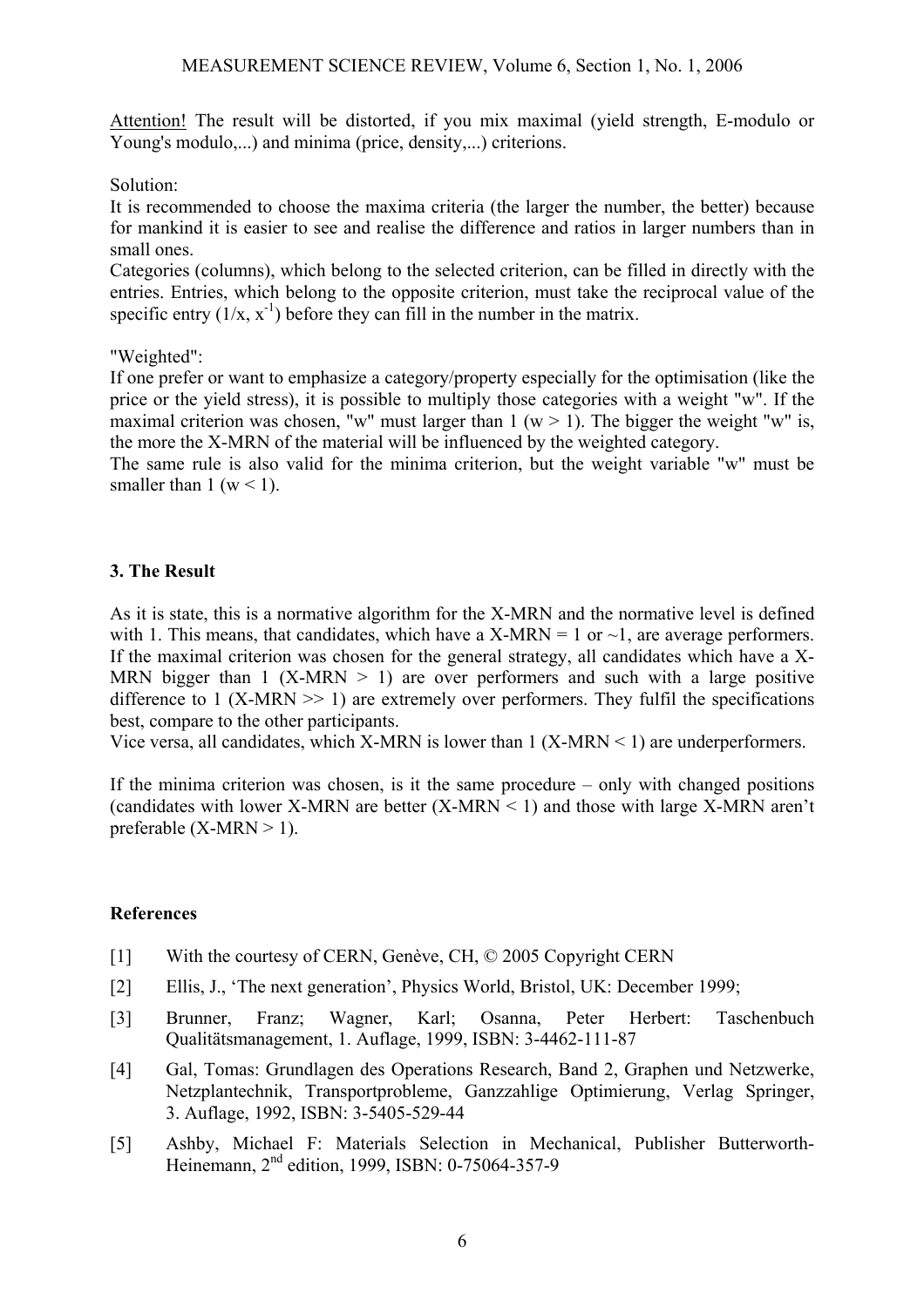Attention! The result will be distorted, if you mix maximal (yield strength, E-modulo or Young's modulo,...) and minima (price, density,...) criterions.

Solution:
It is recommended to choose the maxima criteria (the larger the number, the better) because for mankind it is easier to see and realise the difference and ratios in larger numbers than in small ones.
Categories (columns), which belong to the selected criterion, can be filled in directly with the entries. Entries, which belong to the opposite criterion, must take the reciprocal value of the specific entry ($1/x$, $x^{-1}$) before they can fill in the number in the matrix.

"Weighted":
If one prefer or want to emphasize a category/property especially for the optimisation (like the price or the yield stress), it is possible to multiply those categories with a weight "w". If the maximal criterion was chosen, "w" must larger than 1 ($w > 1$). The bigger the weight "w" is, the more the X-MRN of the material will be influenced by the weighted category.
The same rule is also valid for the minima criterion, but the weight variable "w" must be smaller than 1 ($w < 1$).

### 3. The Result

As it is state, this is a normative algorithm for the X-MRN and the normative level is defined with 1. This means, that candidates, which have a X-MRN = 1 or ~1, are average performers. If the maximal criterion was chosen for the general strategy, all candidates which have a X-MRN bigger than 1 (X-MRN > 1) are over performers and such with a large positive difference to 1 (X-MRN >> 1) are extremely over performers. They fulfil the specifications best, compare to the other participants.
Vice versa, all candidates, which X-MRN is lower than 1 (X-MRN < 1) are underperformers.

If the minima criterion was chosen, is it the same procedure – only with changed positions (candidates with lower X-MRN are better (X-MRN < 1) and those with large X-MRN aren't preferable (X-MRN > 1).

### References

[1] With the courtesy of CERN, Genève, CH, © 2005 Copyright CERN

[2] Ellis, J., 'The next generation', Physics World, Bristol, UK: December 1999;

[3] Brunner, Franz; Wagner, Karl; Osanna, Peter Herbert: Taschenbuch Qualitätsmanagement, 1. Auflage, 1999, ISBN: 3-4462-111-87

[4] Gal, Tomas: Grundlagen des Operations Research, Band 2, Graphen und Netzwerke, Netzplantechnik, Transportprobleme, Ganzzahlige Optimierung, Verlag Springer, 3. Auflage, 1992, ISBN: 3-5405-529-44

[5] Ashby, Michael F: Materials Selection in Mechanical, Publisher Butterworth-Heinemann, 2nd edition, 1999, ISBN: 0-75064-357-9